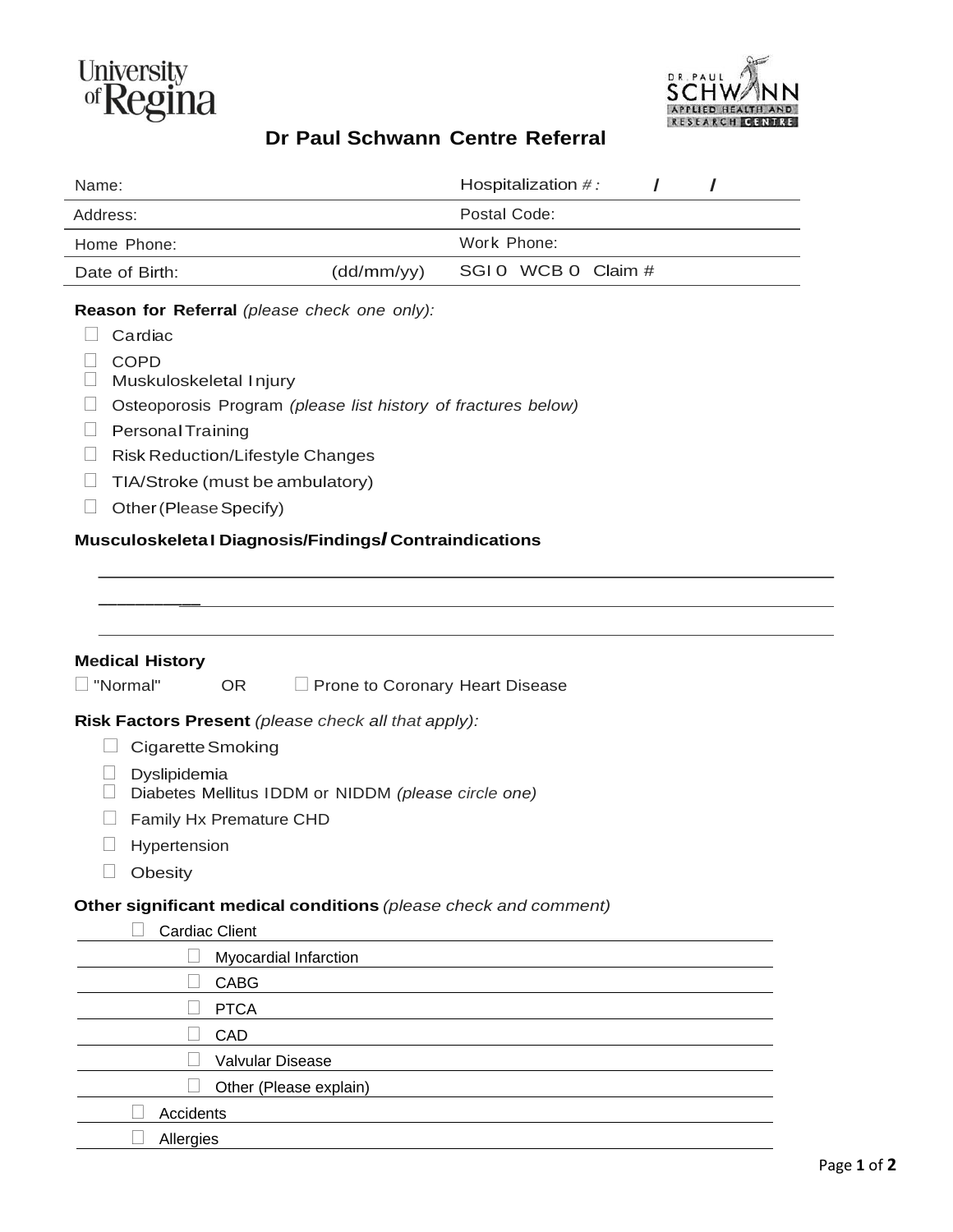University of Regina

DR. PAUL SCHWANN APPLIED HEALTH AND RESEARCH CENTRE

# Dr Paul Schwann Centre Referral

| Name: | | Hospitalization #: / / |
|---|---|---|
| Address: | | Postal Code: |
| Home Phone: | | Work Phone: |
| Date of Birth: | (dd/mm/yy) | SGI 0 WCB 0 Claim # |

**Reason for Referral** *(please check one only):*

- ☐ Cardiac
- ☐ COPD
- ☐ Muskuloskeletal Injury
- ☐ Osteoporosis Program *(please list history of fractures below)*
- ☐ Personal Training
- ☐ Risk Reduction/Lifestyle Changes
- ☐ TIA/Stroke (must be ambulatory)
- ☐ Other (Please Specify)

**Musculoskeletal Diagnosis/Findings/Contraindications**

______________________________________________

______________________________________________

______________________________________________

**Medical History**

☐ "Normal" OR ☐ Prone to Coronary Heart Disease

**Risk Factors Present** *(please check all that apply):*

- ☐ Cigarette Smoking
- ☐ Dyslipidemia
- ☐ Diabetes Mellitus IDDM or NIDDM *(please circle one)*
- ☐ Family Hx Premature CHD
- ☐ Hypertension
- ☐ Obesity

**Other significant medical conditions** *(please check and comment)*

- ☐ Cardiac Client
  - ☐ Myocardial Infarction
  - ☐ CABG
  - ☐ PTCA
  - ☐ CAD
  - ☐ Valvular Disease
  - ☐ Other (Please explain)
- ☐ Accidents
- ☐ Allergies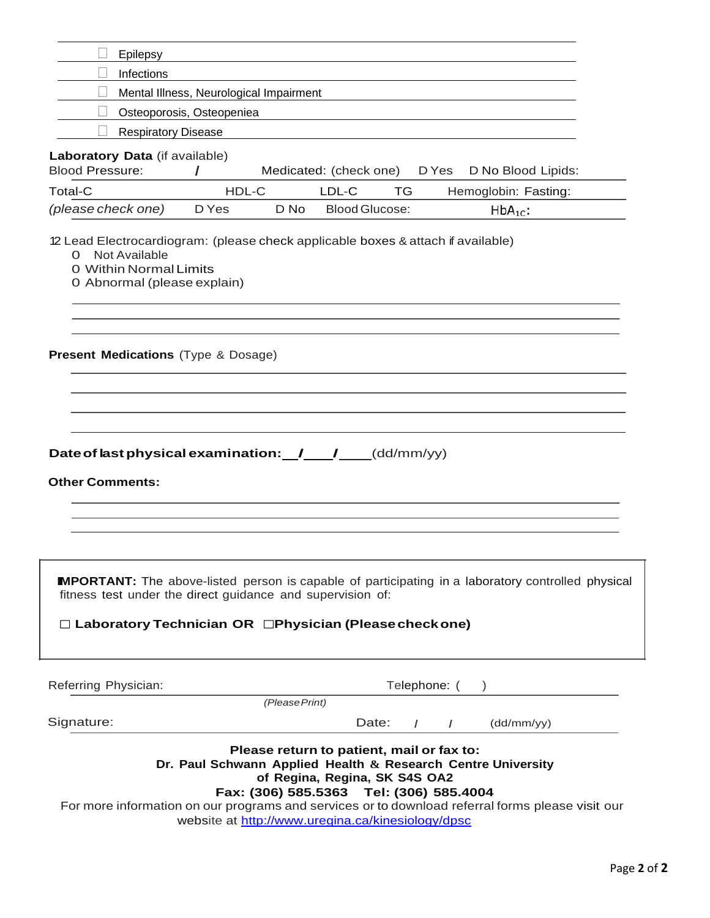- ☐ Epilepsy
- ☐ Infections
- ☐ Mental Illness, Neurological Impairment
- ☐ Osteoporosis, Osteopeniea
- ☐ Respiratory Disease

**Laboratory Data** (if available)

Blood Pressure: / Medicated: (check one) D Yes D No Blood Lipids:

Total-C HDL-C LDL-C TG Hemoglobin: Fasting:

*(please check one)* D Yes D No Blood Glucose: $HbA_{1C}$:

12 Lead Electrocardiogram: (please check applicable boxes & attach if available)

- O Not Available
- O Within Normal Limits
- O Abnormal (please explain)

**Present Medications** (Type & Dosage)

**Date of last physical examination:** __/____/____(dd/mm/yy)

**Other Comments:**

**IMPORTANT:** The above-listed person is capable of participating in a laboratory controlled physical fitness test under the direct guidance and supervision of:

☐ **Laboratory Technician OR** ☐**Physician (Please check one)**

Referring Physician: Telephone: ( )

*(Please Print)*

Signature: Date: / / (dd/mm/yy)

**Please return to patient, mail or fax to:**
**Dr. Paul Schwann Applied Health & Research Centre University of Regina, Regina, SK S4S OA2**
**Fax: (306) 585.5363 Tel: (306) 585.4004**

For more information on our programs and services or to download referral forms please visit our website at http://www.uregina.ca/kinesiology/dpsc